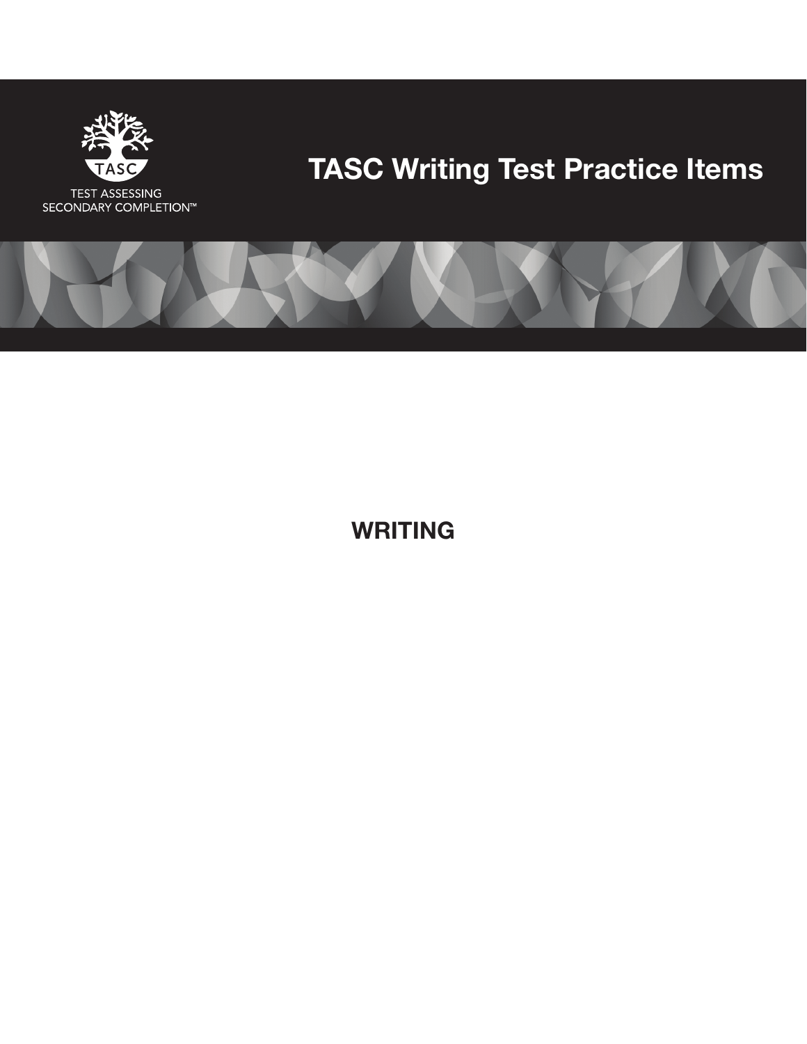TASC

TEST ASSESSING SECONDARY COMPLETION™

# TASC Writing Test Practice Items

## WRITING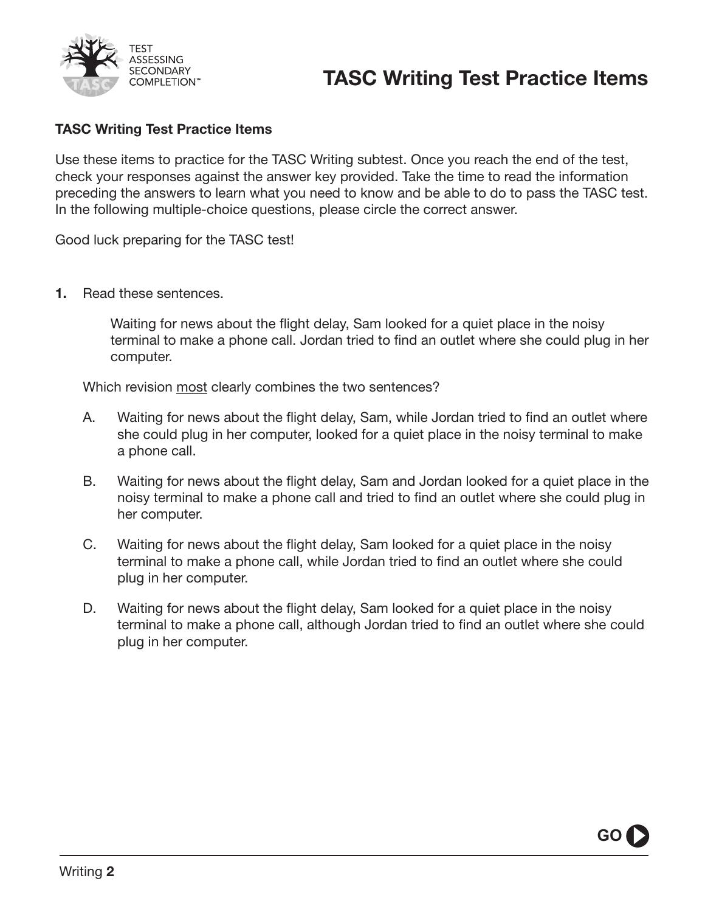# TASC Writing Test Practice Items

**TASC Writing Test Practice Items**

Use these items to practice for the TASC Writing subtest. Once you reach the end of the test, check your responses against the answer key provided. Take the time to read the information preceding the answers to learn what you need to know and be able to do to pass the TASC test. In the following multiple-choice questions, please circle the correct answer.

Good luck preparing for the TASC test!

**1.** Read these sentences.

> Waiting for news about the flight delay, Sam looked for a quiet place in the noisy terminal to make a phone call. Jordan tried to find an outlet where she could plug in her computer.

Which revision <u>most</u> clearly combines the two sentences?

A. Waiting for news about the flight delay, Sam, while Jordan tried to find an outlet where she could plug in her computer, looked for a quiet place in the noisy terminal to make a phone call.

B. Waiting for news about the flight delay, Sam and Jordan looked for a quiet place in the noisy terminal to make a phone call and tried to find an outlet where she could plug in her computer.

C. Waiting for news about the flight delay, Sam looked for a quiet place in the noisy terminal to make a phone call, while Jordan tried to find an outlet where she could plug in her computer.

D. Waiting for news about the flight delay, Sam looked for a quiet place in the noisy terminal to make a phone call, although Jordan tried to find an outlet where she could plug in her computer.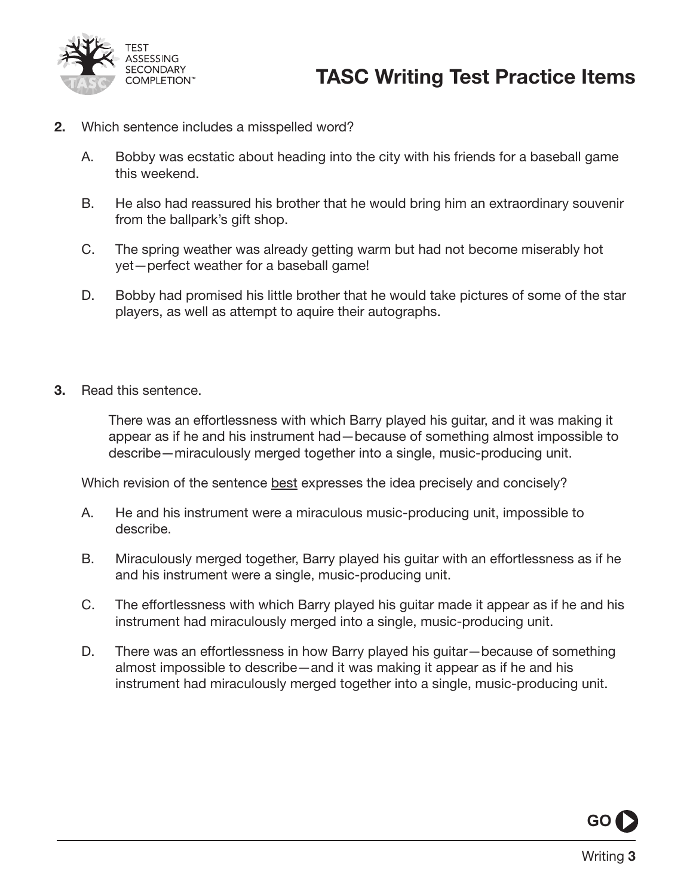**2.** Which sentence includes a misspelled word?

A. Bobby was ecstatic about heading into the city with his friends for a baseball game this weekend.

B. He also had reassured his brother that he would bring him an extraordinary souvenir from the ballpark's gift shop.

C. The spring weather was already getting warm but had not become miserably hot yet—perfect weather for a baseball game!

D. Bobby had promised his little brother that he would take pictures of some of the star players, as well as attempt to aquire their autographs.

**3.** Read this sentence.

> There was an effortlessness with which Barry played his guitar, and it was making it appear as if he and his instrument had—because of something almost impossible to describe—miraculously merged together into a single, music-producing unit.

Which revision of the sentence <u>best</u> expresses the idea precisely and concisely?

A. He and his instrument were a miraculous music-producing unit, impossible to describe.

B. Miraculously merged together, Barry played his guitar with an effortlessness as if he and his instrument were a single, music-producing unit.

C. The effortlessness with which Barry played his guitar made it appear as if he and his instrument had miraculously merged into a single, music-producing unit.

D. There was an effortlessness in how Barry played his guitar—because of something almost impossible to describe—and it was making it appear as if he and his instrument had miraculously merged together into a single, music-producing unit.

GO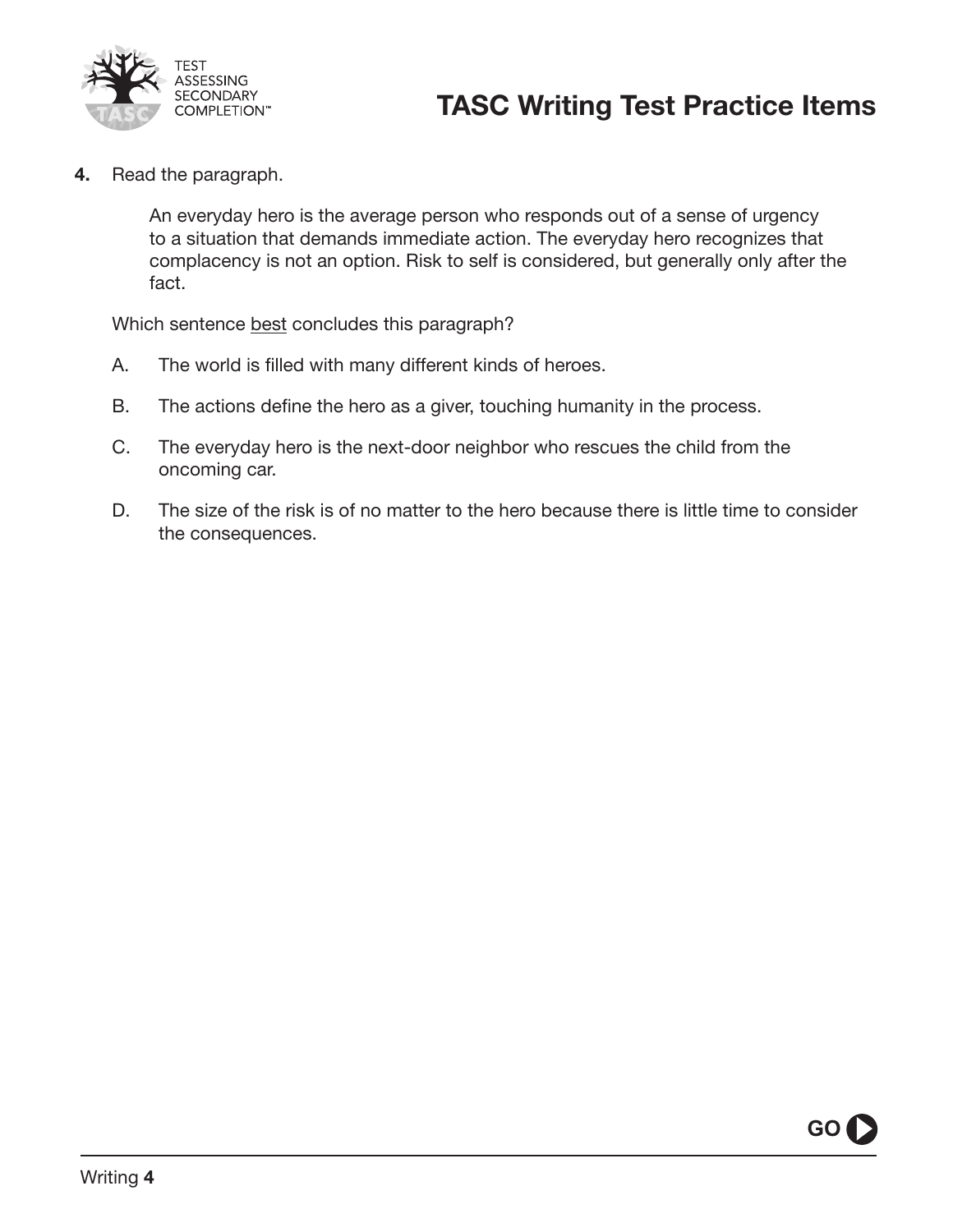**4.** Read the paragraph.

> An everyday hero is the average person who responds out of a sense of urgency to a situation that demands immediate action. The everyday hero recognizes that complacency is not an option. Risk to self is considered, but generally only after the fact.

Which sentence <u>best</u> concludes this paragraph?

A. The world is filled with many different kinds of heroes.

B. The actions define the hero as a giver, touching humanity in the process.

C. The everyday hero is the next-door neighbor who rescues the child from the oncoming car.

D. The size of the risk is of no matter to the hero because there is little time to consider the consequences.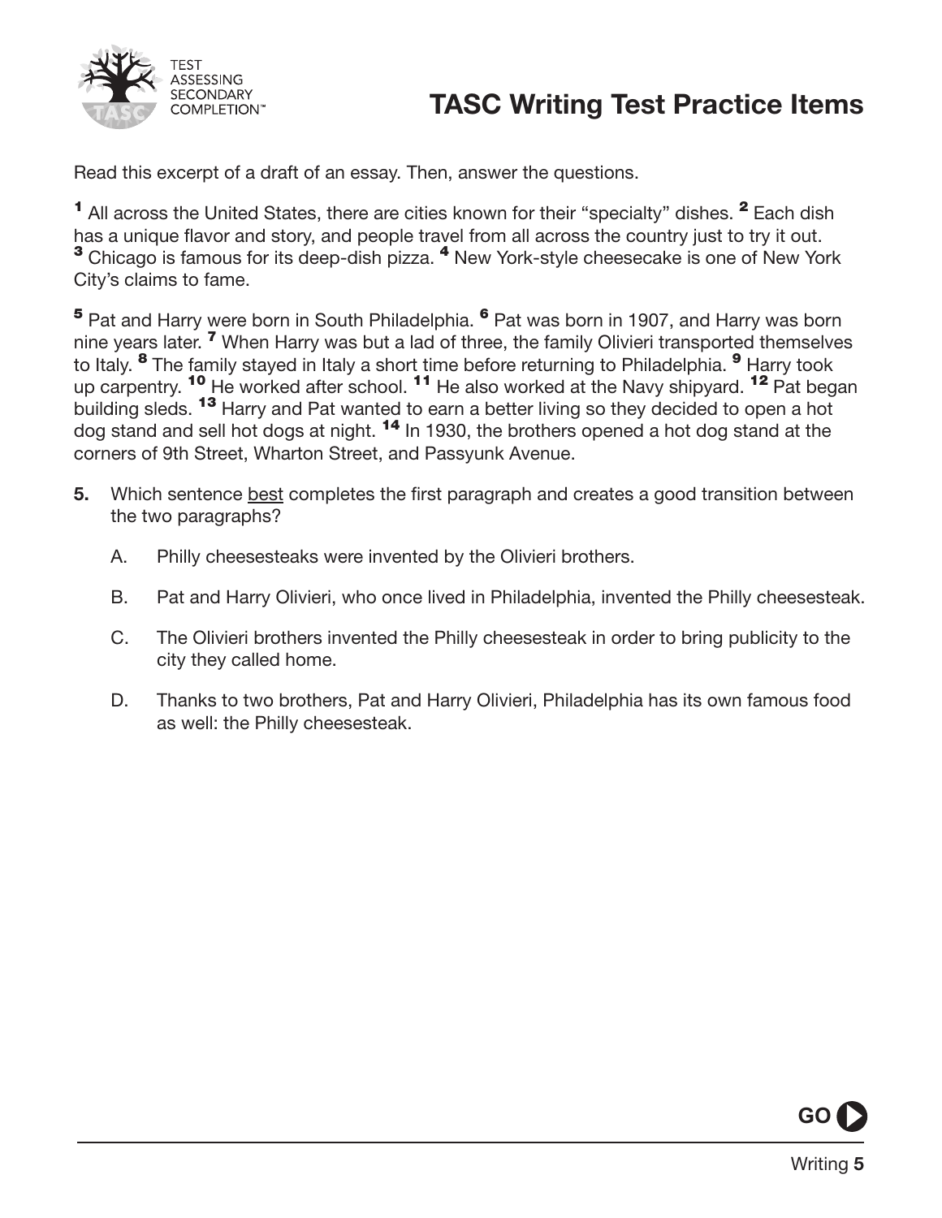# TASC Writing Test Practice Items

Read this excerpt of a draft of an essay. Then, answer the questions.

**1** All across the United States, there are cities known for their "specialty" dishes. **2** Each dish has a unique flavor and story, and people travel from all across the country just to try it out. **3** Chicago is famous for its deep-dish pizza. **4** New York-style cheesecake is one of New York City's claims to fame.

**5** Pat and Harry were born in South Philadelphia. **6** Pat was born in 1907, and Harry was born nine years later. **7** When Harry was but a lad of three, the family Olivieri transported themselves to Italy. **8** The family stayed in Italy a short time before returning to Philadelphia. **9** Harry took up carpentry. **10** He worked after school. **11** He also worked at the Navy shipyard. **12** Pat began building sleds. **13** Harry and Pat wanted to earn a better living so they decided to open a hot dog stand and sell hot dogs at night. **14** In 1930, the brothers opened a hot dog stand at the corners of 9th Street, Wharton Street, and Passyunk Avenue.

**5.** Which sentence best completes the first paragraph and creates a good transition between the two paragraphs?

A. Philly cheesesteaks were invented by the Olivieri brothers.

B. Pat and Harry Olivieri, who once lived in Philadelphia, invented the Philly cheesesteak.

C. The Olivieri brothers invented the Philly cheesesteak in order to bring publicity to the city they called home.

D. Thanks to two brothers, Pat and Harry Olivieri, Philadelphia has its own famous food as well: the Philly cheesesteak.

GO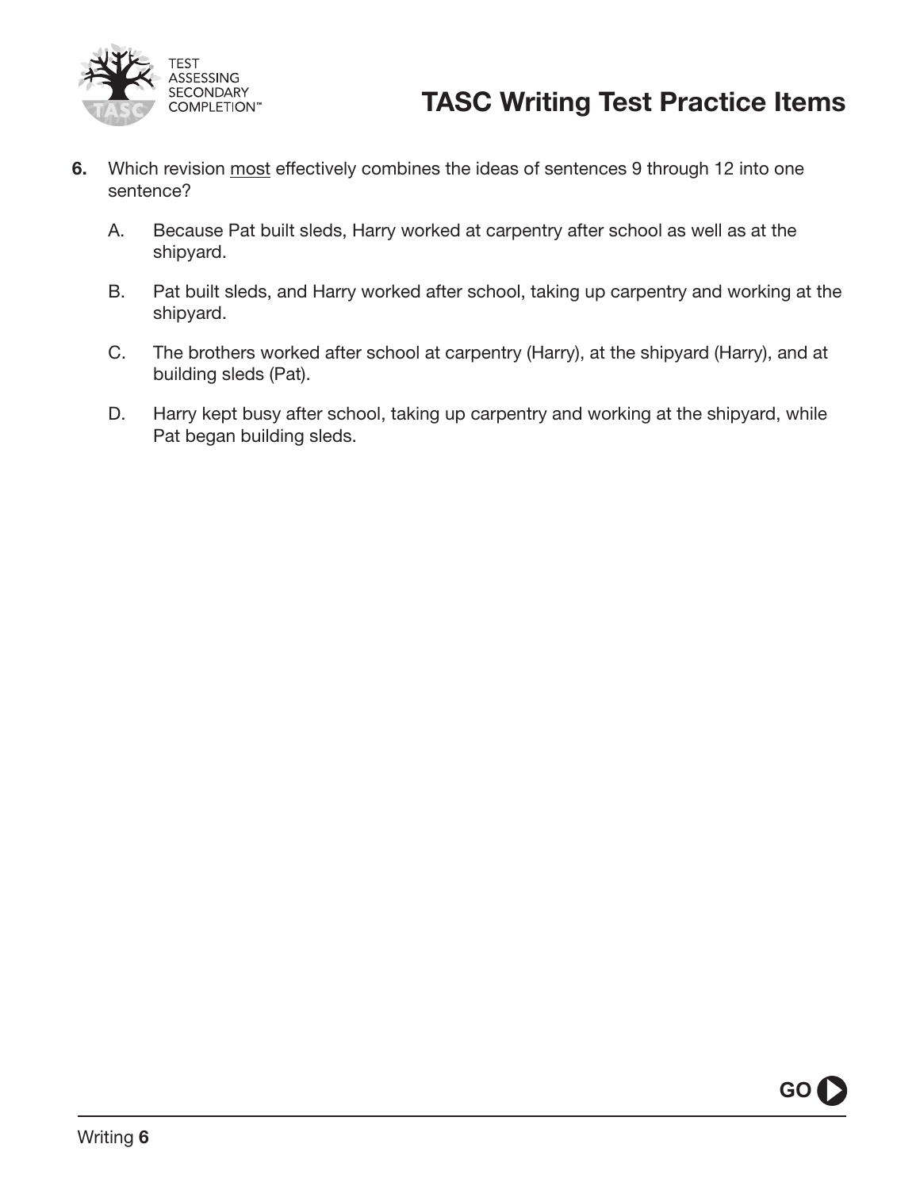**6.** Which revision <u>most</u> effectively combines the ideas of sentences 9 through 12 into one sentence?

A. Because Pat built sleds, Harry worked at carpentry after school as well as at the shipyard.

B. Pat built sleds, and Harry worked after school, taking up carpentry and working at the shipyard.

C. The brothers worked after school at carpentry (Harry), at the shipyard (Harry), and at building sleds (Pat).

D. Harry kept busy after school, taking up carpentry and working at the shipyard, while Pat began building sleds.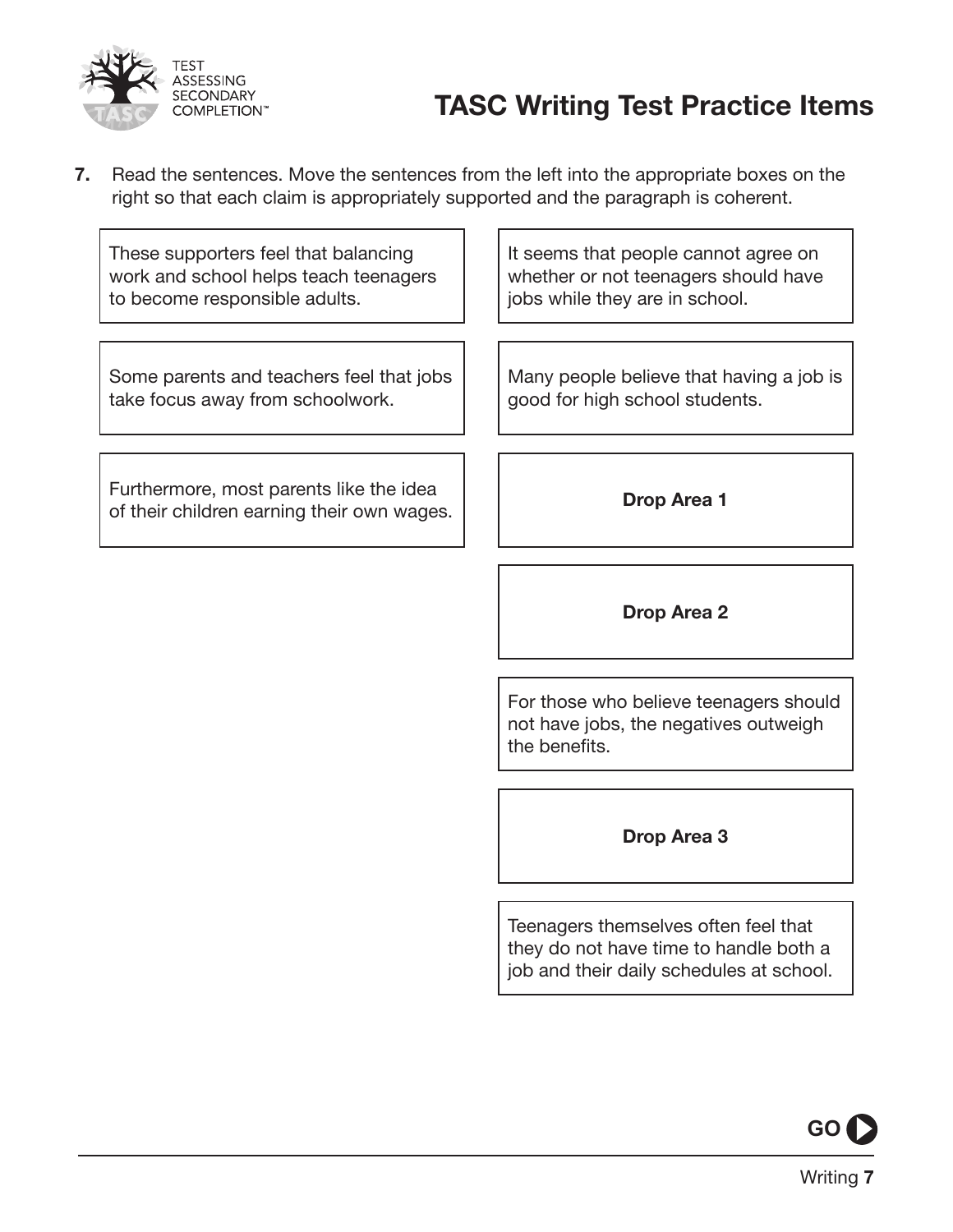# TASC Writing Test Practice Items

**7.** Read the sentences. Move the sentences from the left into the appropriate boxes on the right so that each claim is appropriately supported and the paragraph is coherent.

| | |
|---|---|
| These supporters feel that balancing work and school helps teach teenagers to become responsible adults. | It seems that people cannot agree on whether or not teenagers should have jobs while they are in school. |
| Some parents and teachers feel that jobs take focus away from schoolwork. | Many people believe that having a job is good for high school students. |
| Furthermore, most parents like the idea of their children earning their own wages. | **Drop Area 1** |
| | **Drop Area 2** |
| | For those who believe teenagers should not have jobs, the negatives outweigh the benefits. |
| | **Drop Area 3** |
| | Teenagers themselves often feel that they do not have time to handle both a job and their daily schedules at school. |

**GO**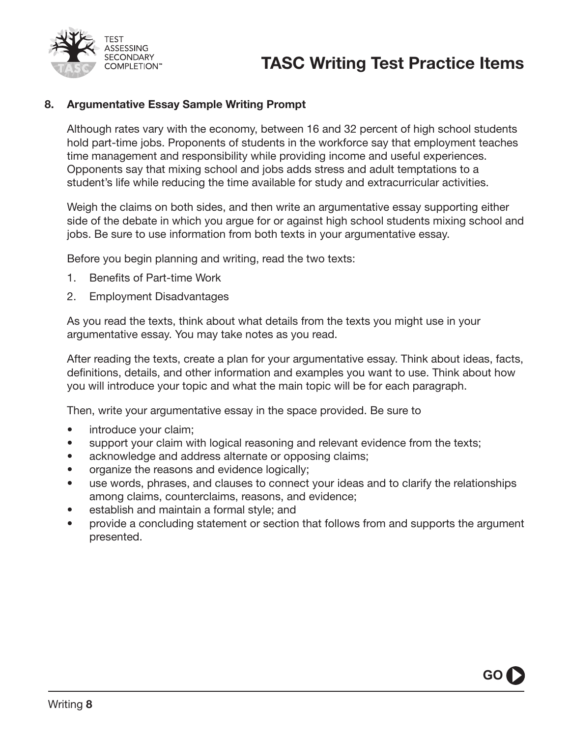## 8. Argumentative Essay Sample Writing Prompt

Although rates vary with the economy, between 16 and 32 percent of high school students hold part-time jobs. Proponents of students in the workforce say that employment teaches time management and responsibility while providing income and useful experiences. Opponents say that mixing school and jobs adds stress and adult temptations to a student's life while reducing the time available for study and extracurricular activities.

Weigh the claims on both sides, and then write an argumentative essay supporting either side of the debate in which you argue for or against high school students mixing school and jobs. Be sure to use information from both texts in your argumentative essay.

Before you begin planning and writing, read the two texts:

1. Benefits of Part-time Work
2. Employment Disadvantages

As you read the texts, think about what details from the texts you might use in your argumentative essay. You may take notes as you read.

After reading the texts, create a plan for your argumentative essay. Think about ideas, facts, definitions, details, and other information and examples you want to use. Think about how you will introduce your topic and what the main topic will be for each paragraph.

Then, write your argumentative essay in the space provided. Be sure to

- introduce your claim;
- support your claim with logical reasoning and relevant evidence from the texts;
- acknowledge and address alternate or opposing claims;
- organize the reasons and evidence logically;
- use words, phrases, and clauses to connect your ideas and to clarify the relationships among claims, counterclaims, reasons, and evidence;
- establish and maintain a formal style; and
- provide a concluding statement or section that follows from and supports the argument presented.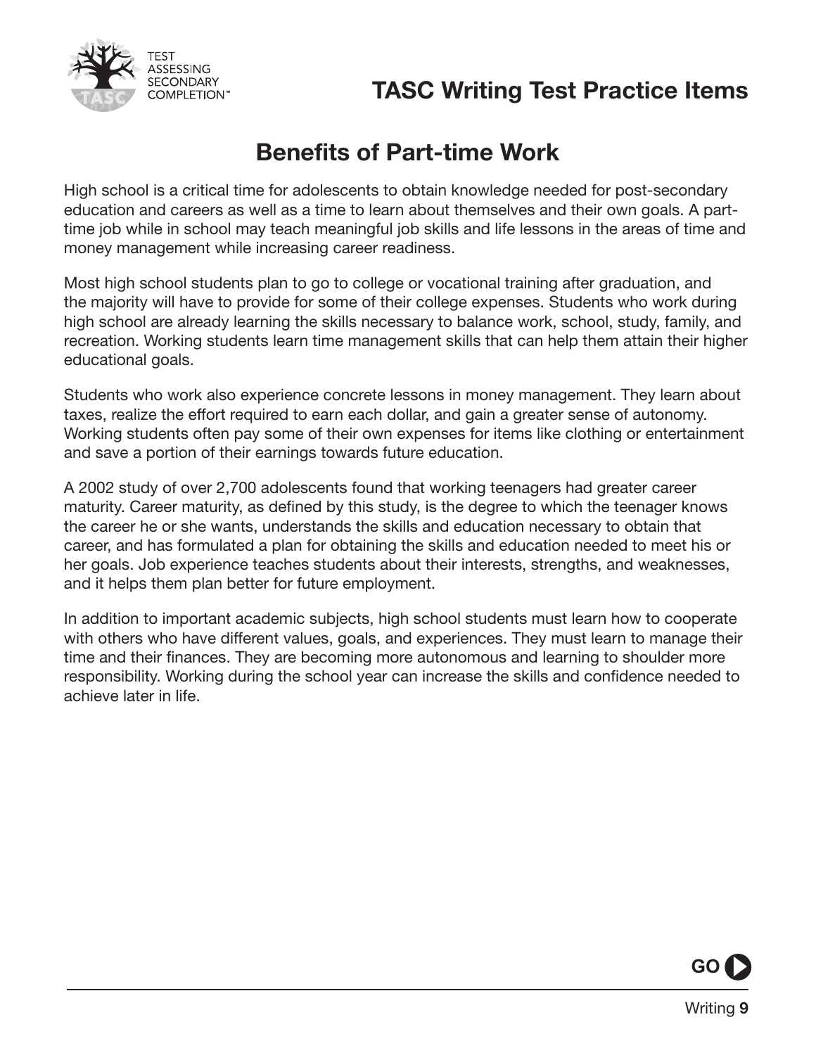## Benefits of Part-time Work

High school is a critical time for adolescents to obtain knowledge needed for post-secondary education and careers as well as a time to learn about themselves and their own goals. A part-time job while in school may teach meaningful job skills and life lessons in the areas of time and money management while increasing career readiness.

Most high school students plan to go to college or vocational training after graduation, and the majority will have to provide for some of their college expenses. Students who work during high school are already learning the skills necessary to balance work, school, study, family, and recreation. Working students learn time management skills that can help them attain their higher educational goals.

Students who work also experience concrete lessons in money management. They learn about taxes, realize the effort required to earn each dollar, and gain a greater sense of autonomy. Working students often pay some of their own expenses for items like clothing or entertainment and save a portion of their earnings towards future education.

A 2002 study of over 2,700 adolescents found that working teenagers had greater career maturity. Career maturity, as defined by this study, is the degree to which the teenager knows the career he or she wants, understands the skills and education necessary to obtain that career, and has formulated a plan for obtaining the skills and education needed to meet his or her goals. Job experience teaches students about their interests, strengths, and weaknesses, and it helps them plan better for future employment.

In addition to important academic subjects, high school students must learn how to cooperate with others who have different values, goals, and experiences. They must learn to manage their time and their finances. They are becoming more autonomous and learning to shoulder more responsibility. Working during the school year can increase the skills and confidence needed to achieve later in life.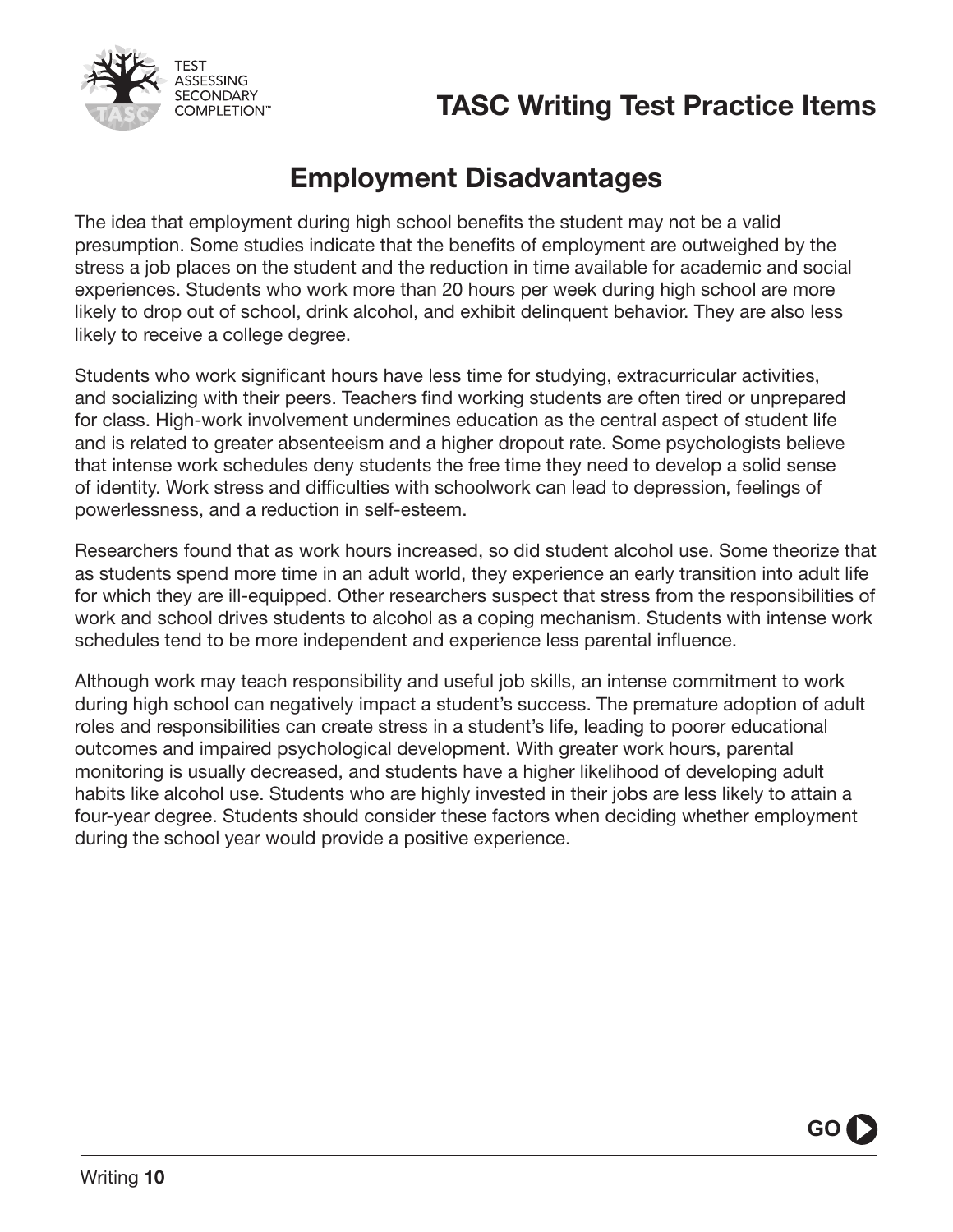## Employment Disadvantages

The idea that employment during high school benefits the student may not be a valid presumption. Some studies indicate that the benefits of employment are outweighed by the stress a job places on the student and the reduction in time available for academic and social experiences. Students who work more than 20 hours per week during high school are more likely to drop out of school, drink alcohol, and exhibit delinquent behavior. They are also less likely to receive a college degree.

Students who work significant hours have less time for studying, extracurricular activities, and socializing with their peers. Teachers find working students are often tired or unprepared for class. High-work involvement undermines education as the central aspect of student life and is related to greater absenteeism and a higher dropout rate. Some psychologists believe that intense work schedules deny students the free time they need to develop a solid sense of identity. Work stress and difficulties with schoolwork can lead to depression, feelings of powerlessness, and a reduction in self-esteem.

Researchers found that as work hours increased, so did student alcohol use. Some theorize that as students spend more time in an adult world, they experience an early transition into adult life for which they are ill-equipped. Other researchers suspect that stress from the responsibilities of work and school drives students to alcohol as a coping mechanism. Students with intense work schedules tend to be more independent and experience less parental influence.

Although work may teach responsibility and useful job skills, an intense commitment to work during high school can negatively impact a student's success. The premature adoption of adult roles and responsibilities can create stress in a student's life, leading to poorer educational outcomes and impaired psychological development. With greater work hours, parental monitoring is usually decreased, and students have a higher likelihood of developing adult habits like alcohol use. Students who are highly invested in their jobs are less likely to attain a four-year degree. Students should consider these factors when deciding whether employment during the school year would provide a positive experience.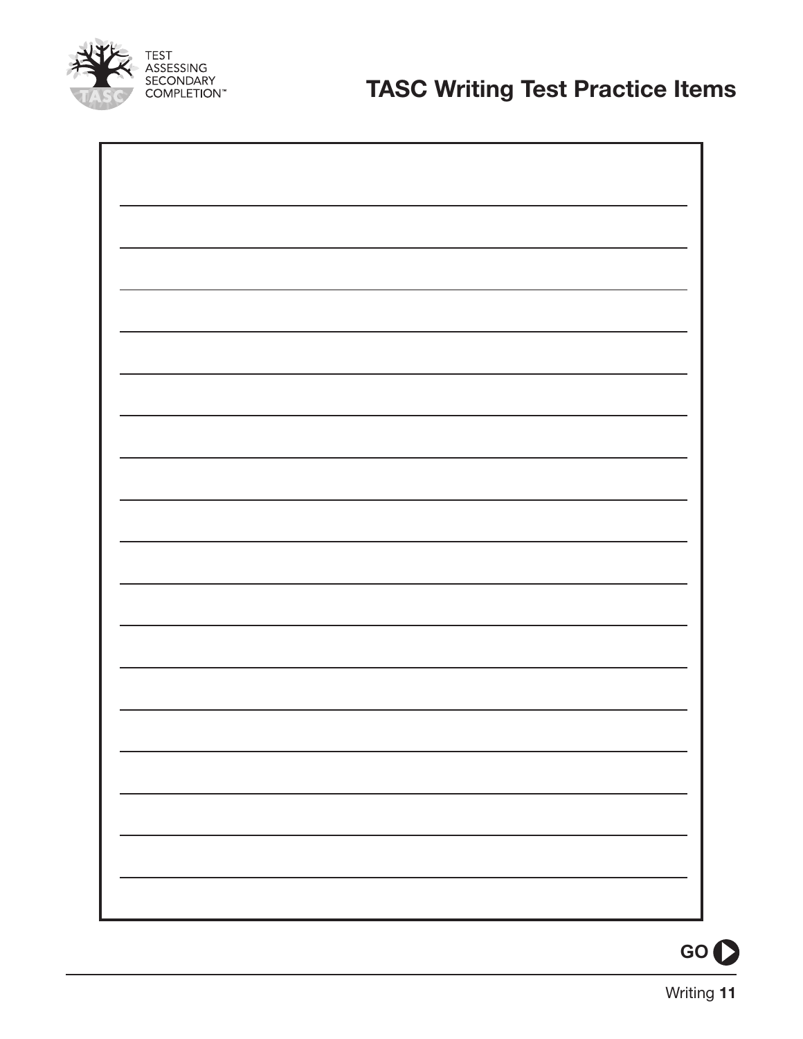GO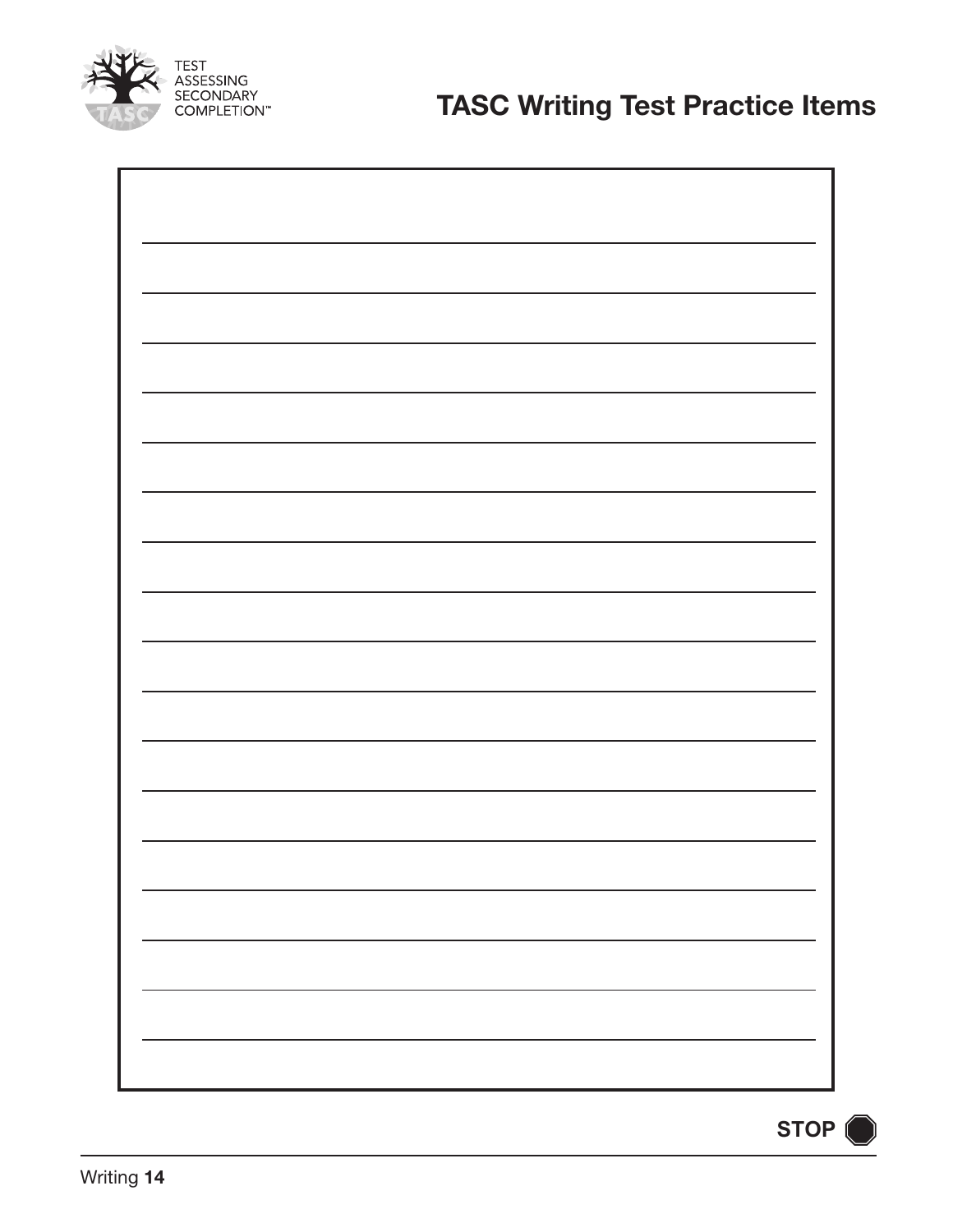STOP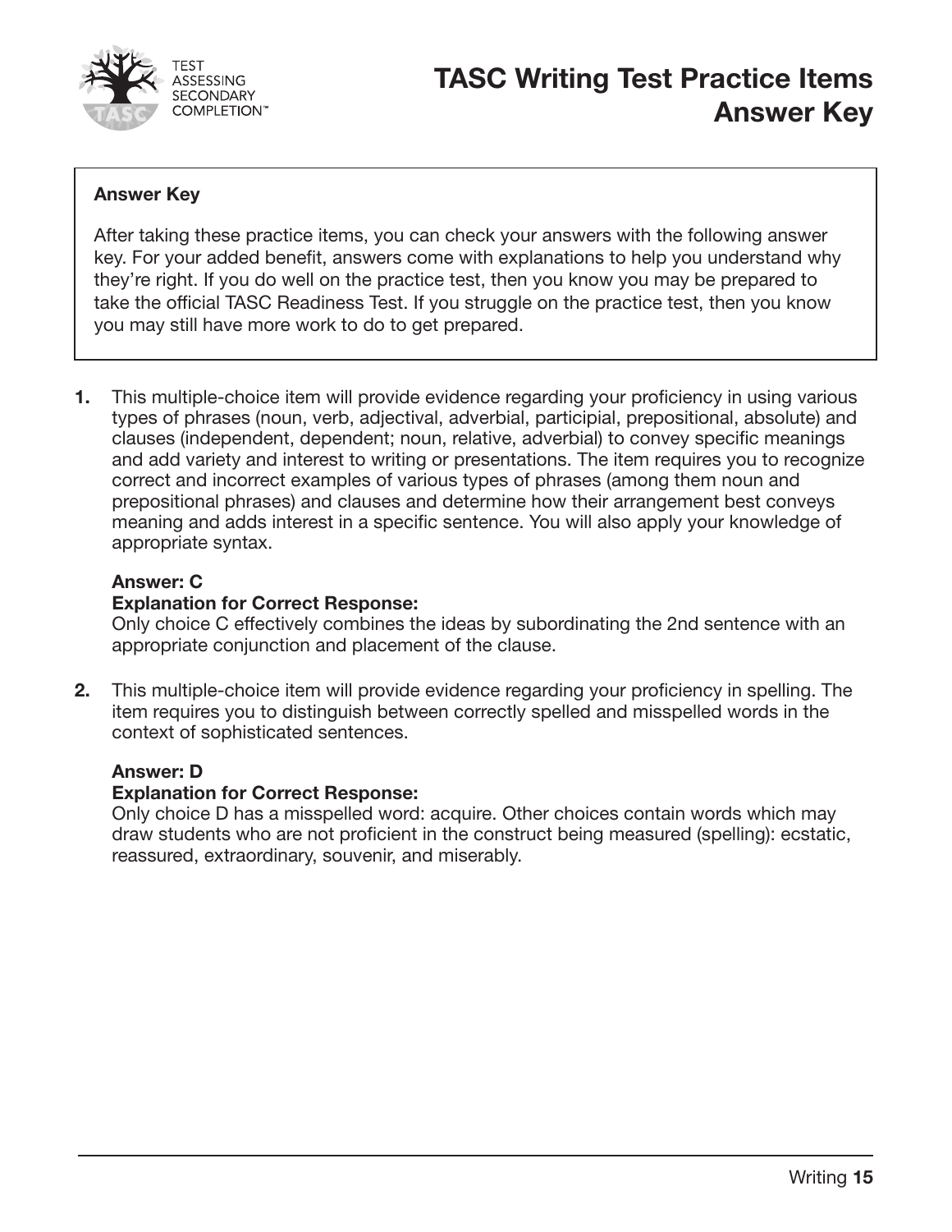# TASC Writing Test Practice Items Answer Key

**Answer Key**

After taking these practice items, you can check your answers with the following answer key. For your added benefit, answers come with explanations to help you understand why they're right. If you do well on the practice test, then you know you may be prepared to take the official TASC Readiness Test. If you struggle on the practice test, then you know you may still have more work to do to get prepared.

**1.** This multiple-choice item will provide evidence regarding your proficiency in using various types of phrases (noun, verb, adjectival, adverbial, participial, prepositional, absolute) and clauses (independent, dependent; noun, relative, adverbial) to convey specific meanings and add variety and interest to writing or presentations. The item requires you to recognize correct and incorrect examples of various types of phrases (among them noun and prepositional phrases) and clauses and determine how their arrangement best conveys meaning and adds interest in a specific sentence. You will also apply your knowledge of appropriate syntax.

**Answer: C**
**Explanation for Correct Response:**
Only choice C effectively combines the ideas by subordinating the 2nd sentence with an appropriate conjunction and placement of the clause.

**2.** This multiple-choice item will provide evidence regarding your proficiency in spelling. The item requires you to distinguish between correctly spelled and misspelled words in the context of sophisticated sentences.

**Answer: D**
**Explanation for Correct Response:**
Only choice D has a misspelled word: acquire. Other choices contain words which may draw students who are not proficient in the construct being measured (spelling): ecstatic, reassured, extraordinary, souvenir, and miserably.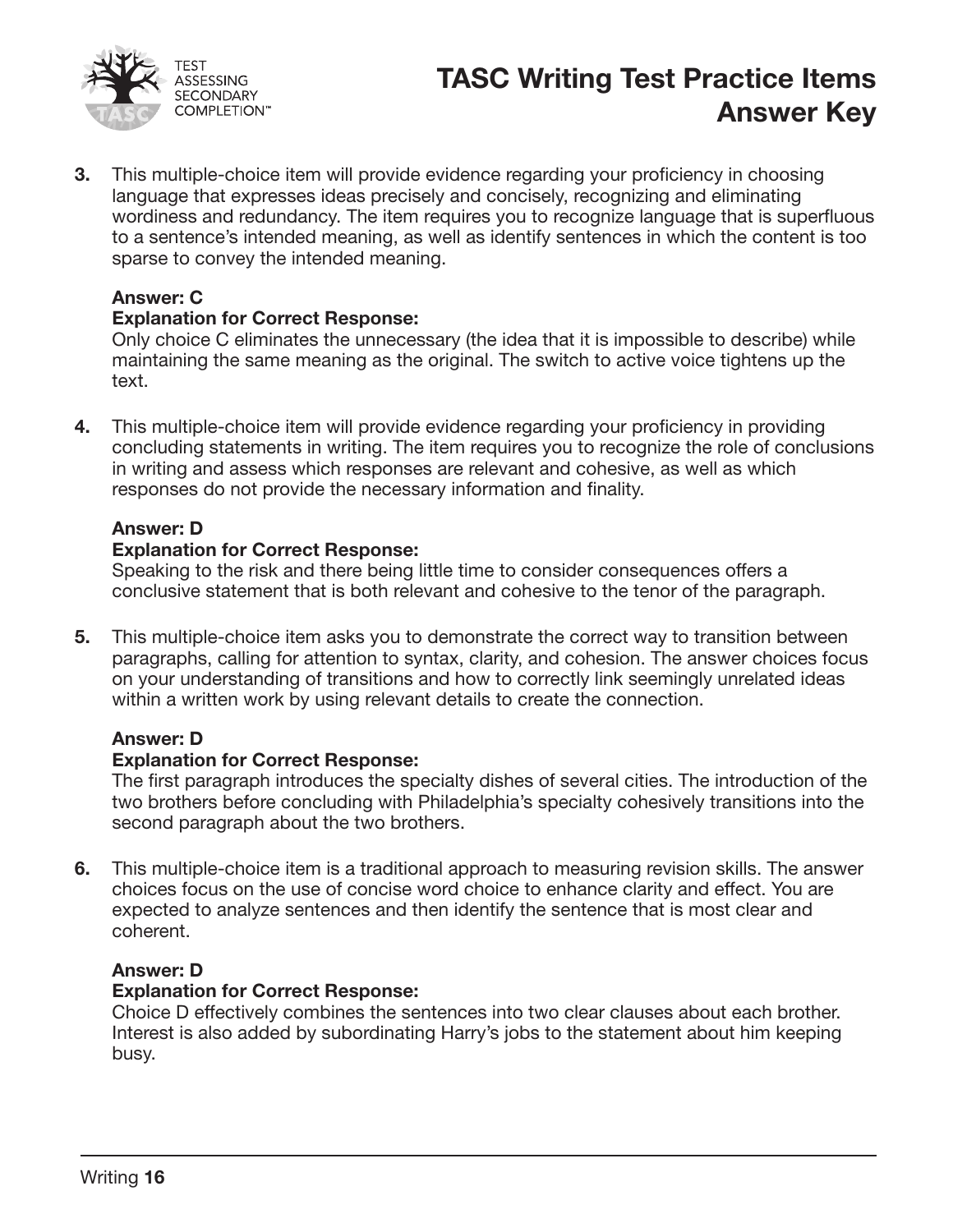3. This multiple-choice item will provide evidence regarding your proficiency in choosing language that expresses ideas precisely and concisely, recognizing and eliminating wordiness and redundancy. The item requires you to recognize language that is superfluous to a sentence's intended meaning, as well as identify sentences in which the content is too sparse to convey the intended meaning.

   **Answer: C**
   **Explanation for Correct Response:**
   Only choice C eliminates the unnecessary (the idea that it is impossible to describe) while maintaining the same meaning as the original. The switch to active voice tightens up the text.

4. This multiple-choice item will provide evidence regarding your proficiency in providing concluding statements in writing. The item requires you to recognize the role of conclusions in writing and assess which responses are relevant and cohesive, as well as which responses do not provide the necessary information and finality.

   **Answer: D**
   **Explanation for Correct Response:**
   Speaking to the risk and there being little time to consider consequences offers a conclusive statement that is both relevant and cohesive to the tenor of the paragraph.

5. This multiple-choice item asks you to demonstrate the correct way to transition between paragraphs, calling for attention to syntax, clarity, and cohesion. The answer choices focus on your understanding of transitions and how to correctly link seemingly unrelated ideas within a written work by using relevant details to create the connection.

   **Answer: D**
   **Explanation for Correct Response:**
   The first paragraph introduces the specialty dishes of several cities. The introduction of the two brothers before concluding with Philadelphia's specialty cohesively transitions into the second paragraph about the two brothers.

6. This multiple-choice item is a traditional approach to measuring revision skills. The answer choices focus on the use of concise word choice to enhance clarity and effect. You are expected to analyze sentences and then identify the sentence that is most clear and coherent.

   **Answer: D**
   **Explanation for Correct Response:**
   Choice D effectively combines the sentences into two clear clauses about each brother. Interest is also added by subordinating Harry's jobs to the statement about him keeping busy.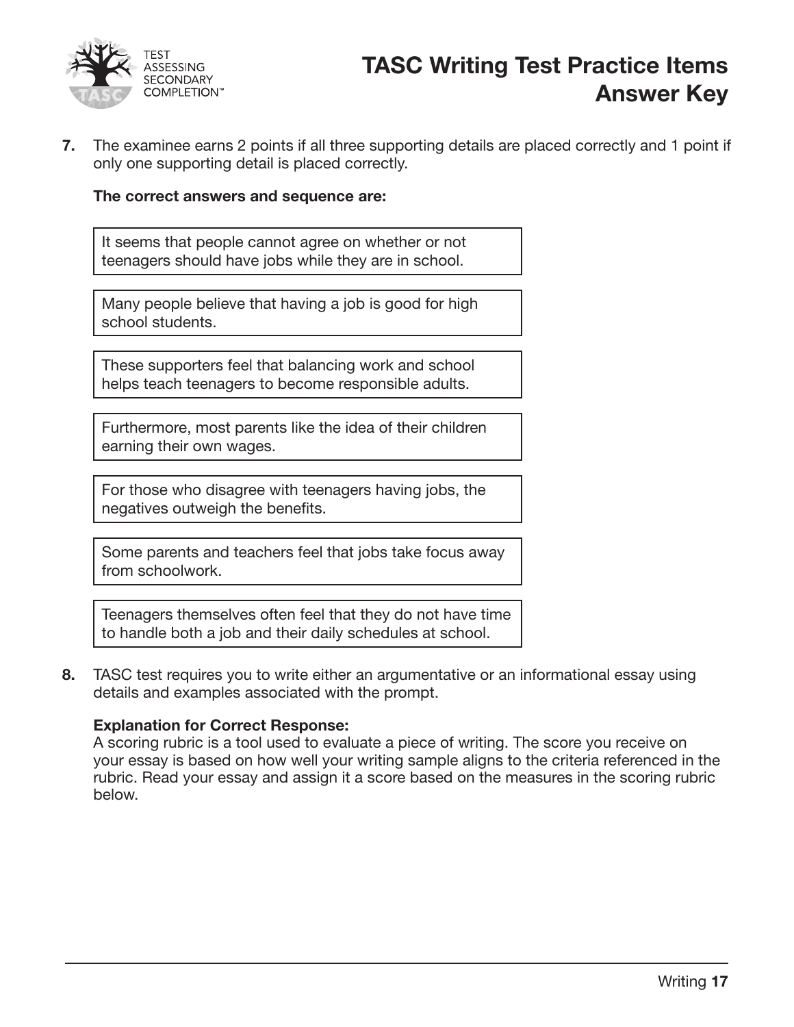# TASC Writing Test Practice Items Answer Key

**7.** The examinee earns 2 points if all three supporting details are placed correctly and 1 point if only one supporting detail is placed correctly.

**The correct answers and sequence are:**

> It seems that people cannot agree on whether or not teenagers should have jobs while they are in school.

> Many people believe that having a job is good for high school students.

> These supporters feel that balancing work and school helps teach teenagers to become responsible adults.

> Furthermore, most parents like the idea of their children earning their own wages.

> For those who disagree with teenagers having jobs, the negatives outweigh the benefits.

> Some parents and teachers feel that jobs take focus away from schoolwork.

> Teenagers themselves often feel that they do not have time to handle both a job and their daily schedules at school.

**8.** TASC test requires you to write either an argumentative or an informational essay using details and examples associated with the prompt.

**Explanation for Correct Response:**
A scoring rubric is a tool used to evaluate a piece of writing. The score you receive on your essay is based on how well your writing sample aligns to the criteria referenced in the rubric. Read your essay and assign it a score based on the measures in the scoring rubric below.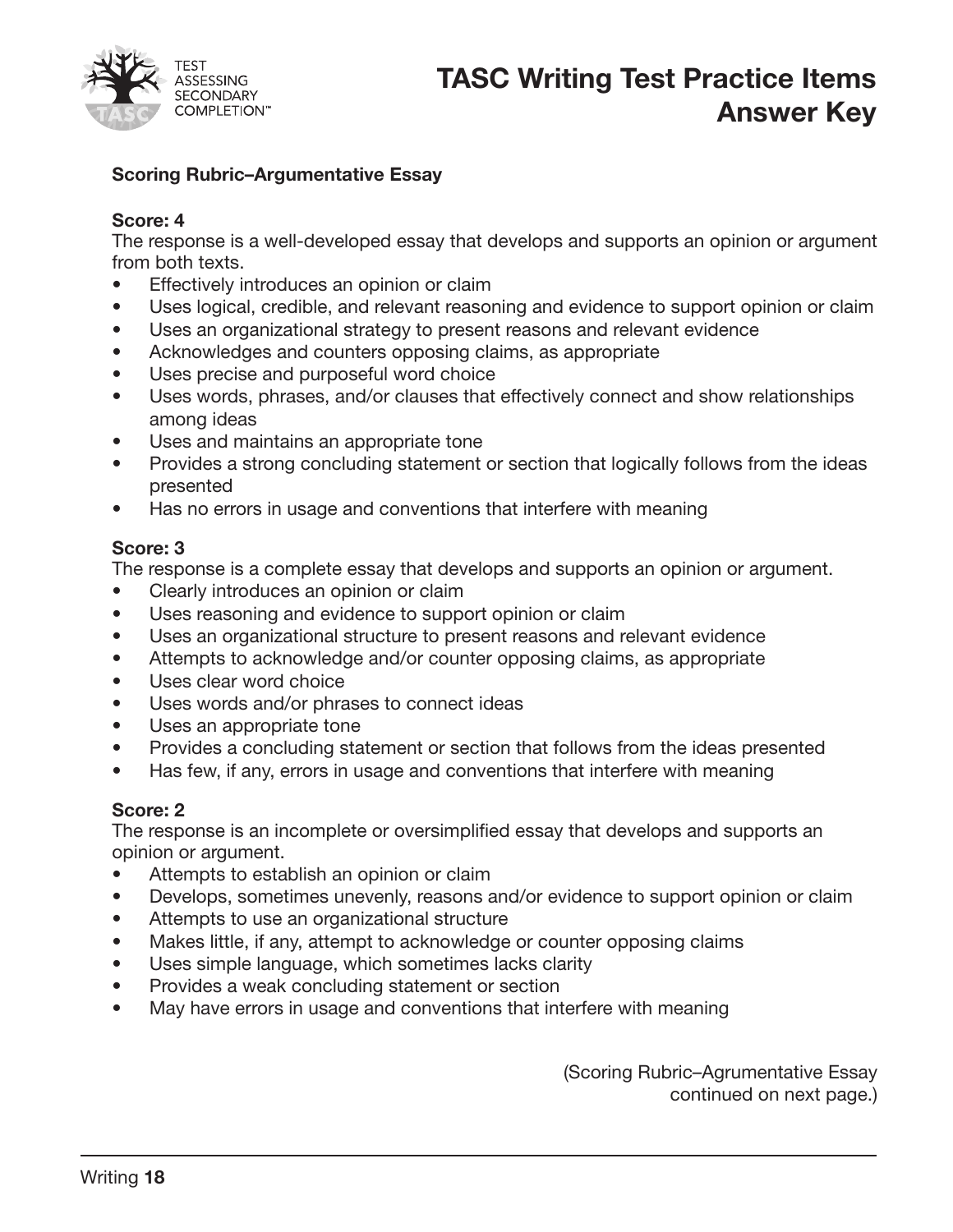# TASC Writing Test Practice Items Answer Key

**Scoring Rubric–Argumentative Essay**

**Score: 4**

The response is a well-developed essay that develops and supports an opinion or argument from both texts.

- Effectively introduces an opinion or claim
- Uses logical, credible, and relevant reasoning and evidence to support opinion or claim
- Uses an organizational strategy to present reasons and relevant evidence
- Acknowledges and counters opposing claims, as appropriate
- Uses precise and purposeful word choice
- Uses words, phrases, and/or clauses that effectively connect and show relationships among ideas
- Uses and maintains an appropriate tone
- Provides a strong concluding statement or section that logically follows from the ideas presented
- Has no errors in usage and conventions that interfere with meaning

**Score: 3**

The response is a complete essay that develops and supports an opinion or argument.

- Clearly introduces an opinion or claim
- Uses reasoning and evidence to support opinion or claim
- Uses an organizational structure to present reasons and relevant evidence
- Attempts to acknowledge and/or counter opposing claims, as appropriate
- Uses clear word choice
- Uses words and/or phrases to connect ideas
- Uses an appropriate tone
- Provides a concluding statement or section that follows from the ideas presented
- Has few, if any, errors in usage and conventions that interfere with meaning

**Score: 2**

The response is an incomplete or oversimplified essay that develops and supports an opinion or argument.

- Attempts to establish an opinion or claim
- Develops, sometimes unevenly, reasons and/or evidence to support opinion or claim
- Attempts to use an organizational structure
- Makes little, if any, attempt to acknowledge or counter opposing claims
- Uses simple language, which sometimes lacks clarity
- Provides a weak concluding statement or section
- May have errors in usage and conventions that interfere with meaning

(Scoring Rubric–Agrumentative Essay continued on next page.)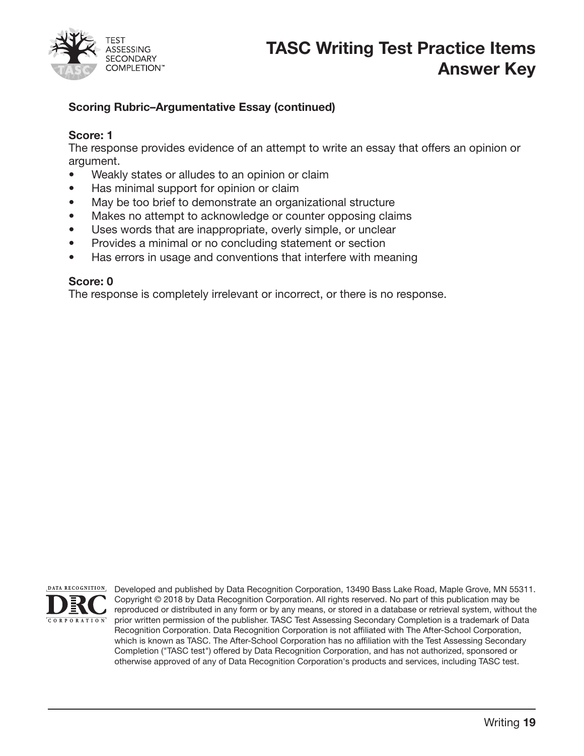# TASC Writing Test Practice Items Answer Key

**Scoring Rubric–Argumentative Essay (continued)**

**Score: 1**

The response provides evidence of an attempt to write an essay that offers an opinion or argument.

- Weakly states or alludes to an opinion or claim
- Has minimal support for opinion or claim
- May be too brief to demonstrate an organizational structure
- Makes no attempt to acknowledge or counter opposing claims
- Uses words that are inappropriate, overly simple, or unclear
- Provides a minimal or no concluding statement or section
- Has errors in usage and conventions that interfere with meaning

**Score: 0**

The response is completely irrelevant or incorrect, or there is no response.

Developed and published by Data Recognition Corporation, 13490 Bass Lake Road, Maple Grove, MN 55311. Copyright © 2018 by Data Recognition Corporation. All rights reserved. No part of this publication may be reproduced or distributed in any form or by any means, or stored in a database or retrieval system, without the prior written permission of the publisher. TASC Test Assessing Secondary Completion is a trademark of Data Recognition Corporation. Data Recognition Corporation is not affiliated with The After-School Corporation, which is known as TASC. The After-School Corporation has no affiliation with the Test Assessing Secondary Completion ("TASC test") offered by Data Recognition Corporation, and has not authorized, sponsored or otherwise approved of any of Data Recognition Corporation's products and services, including TASC test.